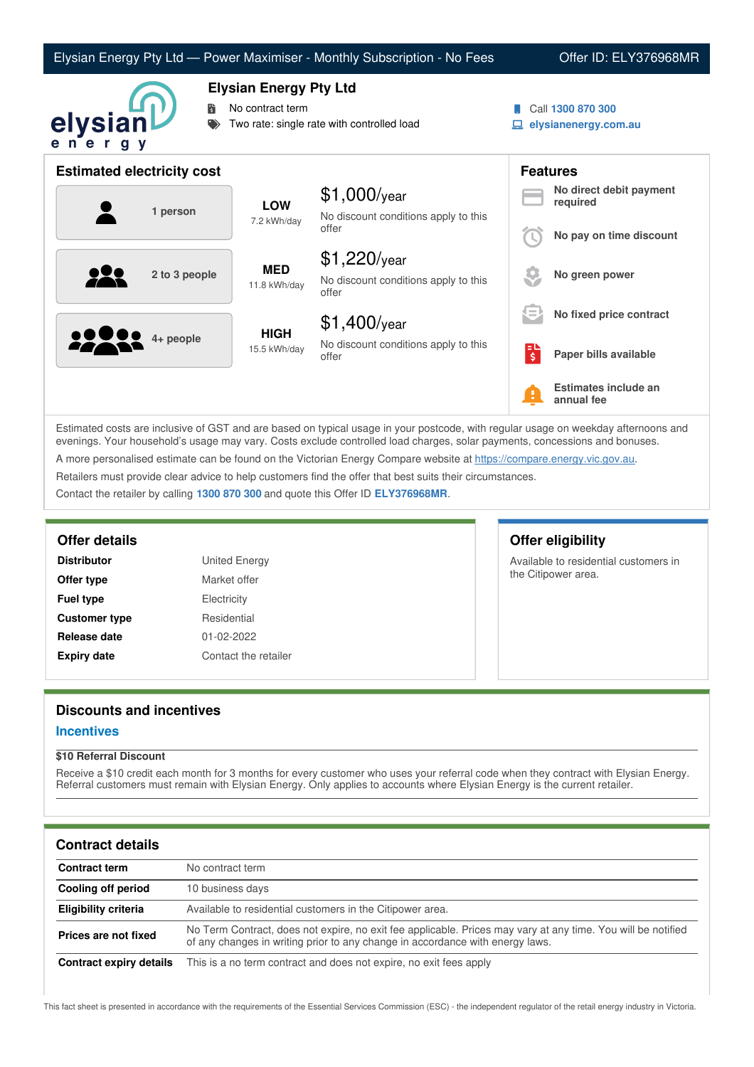# Elysian Energy Pty Ltd — Power Maximiser - Monthly Subscription - No Fees

Offer ID: ELY376968MR

## Elysian Energy Pty Ltd

- No contract term
- Two rate: single rate with controlled load

Call **1300 870 300**
**elysianenergy.com.au**

## Estimated electricity cost

| Household | Usage | Cost |
|---|---|---|
| 1 person | **LOW** 7.2 kWh/day | $1,000/year — No discount conditions apply to this offer |
| 2 to 3 people | **MED** 11.8 kWh/day | $1,220/year — No discount conditions apply to this offer |
| 4+ people | **HIGH** 15.5 kWh/day | $1,400/year — No discount conditions apply to this offer |

## Features

- **No direct debit payment required**
- **No pay on time discount**
- **No green power**
- **No fixed price contract**
- **Paper bills available**
- **Estimates include an annual fee**

Estimated costs are inclusive of GST and are based on typical usage in your postcode, with regular usage on weekday afternoons and evenings. Your household's usage may vary. Costs exclude controlled load charges, solar payments, concessions and bonuses.

A more personalised estimate can be found on the Victorian Energy Compare website at https://compare.energy.vic.gov.au.

Retailers must provide clear advice to help customers find the offer that best suits their circumstances.

Contact the retailer by calling **1300 870 300** and quote this Offer ID **ELY376968MR**.

## Offer details

| | |
|---|---|
| **Distributor** | United Energy |
| **Offer type** | Market offer |
| **Fuel type** | Electricity |
| **Customer type** | Residential |
| **Release date** | 01-02-2022 |
| **Expiry date** | Contact the retailer |

## Offer eligibility

Available to residential customers in the Citipower area.

## Discounts and incentives

### Incentives

**$10 Referral Discount**

Receive a $10 credit each month for 3 months for every customer who uses your referral code when they contract with Elysian Energy. Referral customers must remain with Elysian Energy. Only applies to accounts where Elysian Energy is the current retailer.

## Contract details

| | |
|---|---|
| **Contract term** | No contract term |
| **Cooling off period** | 10 business days |
| **Eligibility criteria** | Available to residential customers in the Citipower area. |
| **Prices are not fixed** | No Term Contract, does not expire, no exit fee applicable. Prices may vary at any time. You will be notified of any changes in writing prior to any change in accordance with energy laws. |
| **Contract expiry details** | This is a no term contract and does not expire, no exit fees apply |

This fact sheet is presented in accordance with the requirements of the Essential Services Commission (ESC) - the independent regulator of the retail energy industry in Victoria.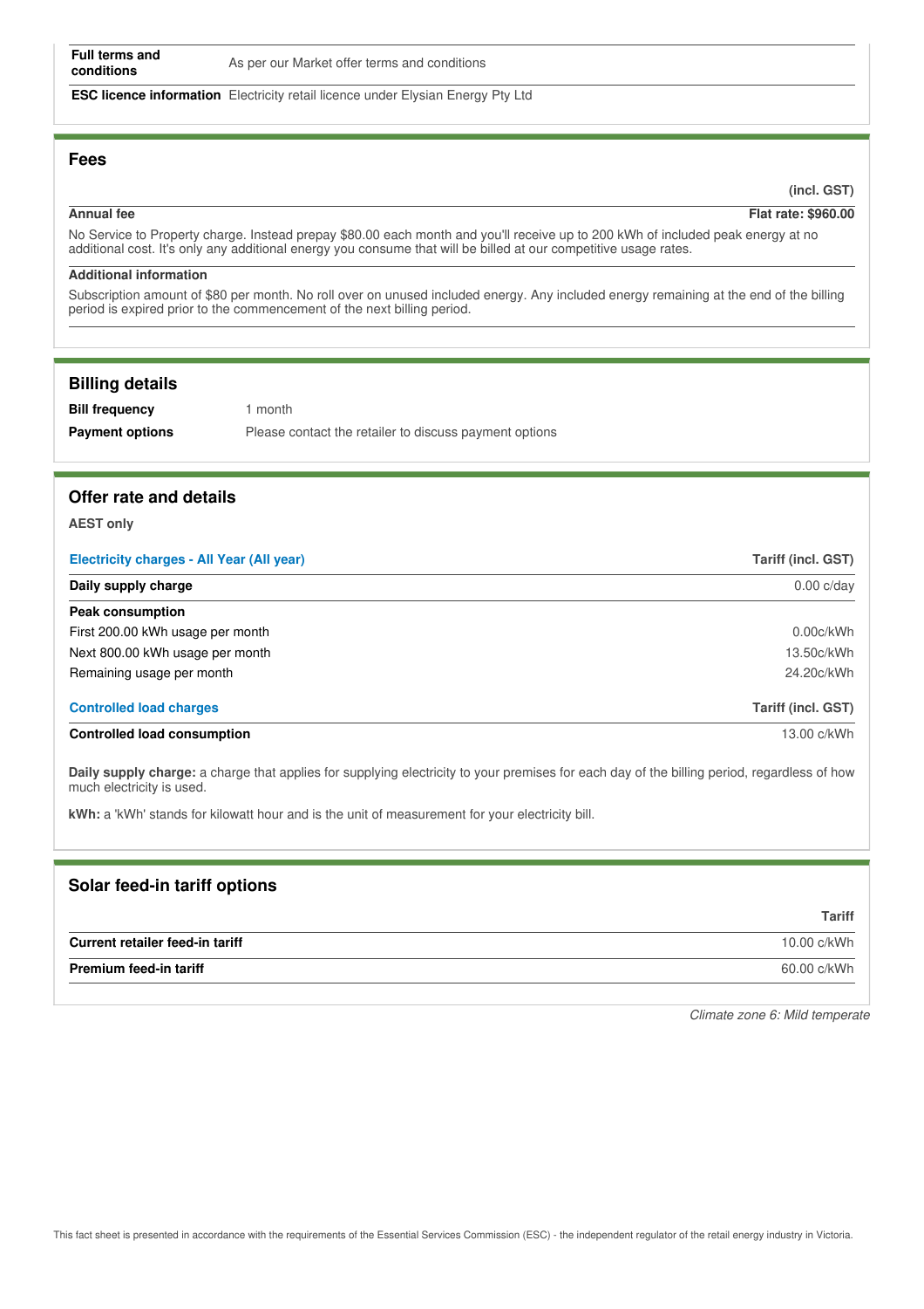| | |
|---|---|
| **Full terms and conditions** | As per our Market offer terms and conditions |
| **ESC licence information** | Electricity retail licence under Elysian Energy Pty Ltd |

## Fees

| | (incl. GST) |
|---|---|
| **Annual fee** | **Flat rate: $960.00** |

No Service to Property charge. Instead prepay $80.00 each month and you'll receive up to 200 kWh of included peak energy at no additional cost. It's only any additional energy you consume that will be billed at our competitive usage rates.

**Additional information**

Subscription amount of $80 per month. No roll over on unused included energy. Any included energy remaining at the end of the billing period is expired prior to the commencement of the next billing period.

## Billing details

| | |
|---|---|
| **Bill frequency** | 1 month |
| **Payment options** | Please contact the retailer to discuss payment options |

## Offer rate and details

**AEST only**

| Electricity charges - All Year (All year) | Tariff (incl. GST) |
|---|---|
| **Daily supply charge** | 0.00 c/day |
| **Peak consumption** | |
| First 200.00 kWh usage per month | 0.00c/kWh |
| Next 800.00 kWh usage per month | 13.50c/kWh |
| Remaining usage per month | 24.20c/kWh |

| Controlled load charges | Tariff (incl. GST) |
|---|---|
| **Controlled load consumption** | 13.00 c/kWh |

**Daily supply charge:** a charge that applies for supplying electricity to your premises for each day of the billing period, regardless of how much electricity is used.

**kWh:** a 'kWh' stands for kilowatt hour and is the unit of measurement for your electricity bill.

## Solar feed-in tariff options

| | Tariff |
|---|---|
| **Current retailer feed-in tariff** | 10.00 c/kWh |
| **Premium feed-in tariff** | 60.00 c/kWh |

*Climate zone 6: Mild temperate*

This fact sheet is presented in accordance with the requirements of the Essential Services Commission (ESC) - the independent regulator of the retail energy industry in Victoria.